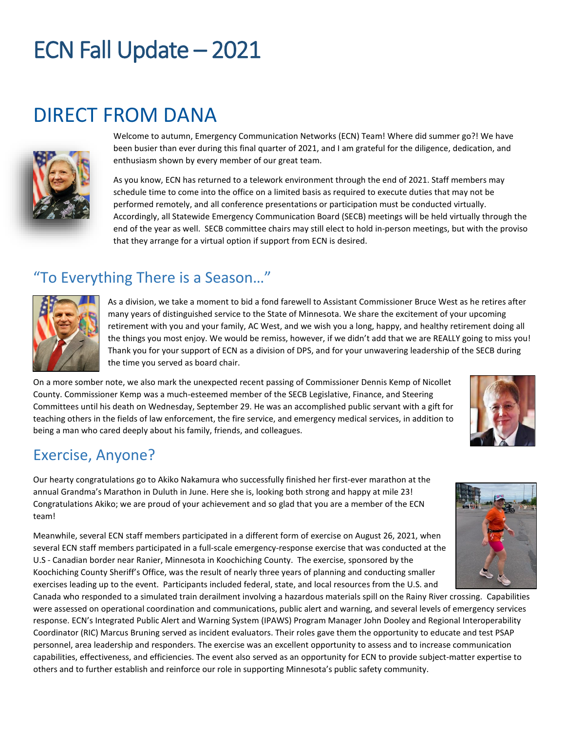# ECN Fall Update – 2021

## DIRECT FROM DANA

Welcome to autumn, Emergency Communication Networks (ECN) Team! Where did summer go?! We have been busier than ever during this final quarter of 2021, and I am grateful for the diligence, dedication, and enthusiasm shown by every member of our great team.

As you know, ECN has returned to a telework environment through the end of 2021. Staff members may schedule time to come into the office on a limited basis as required to execute duties that may not be performed remotely, and all conference presentations or participation must be conducted virtually. Accordingly, all Statewide Emergency Communication Board (SECB) meetings will be held virtually through the end of the year as well. SECB committee chairs may still elect to hold in-person meetings, but with the proviso that they arrange for a virtual option if support from ECN is desired.

### "To Everything There is a Season…"

As a division, we take a moment to bid a fond farewell to Assistant Commissioner Bruce West as he retires after many years of distinguished service to the State of Minnesota. We share the excitement of your upcoming retirement with you and your family, AC West, and we wish you a long, happy, and healthy retirement doing all the things you most enjoy. We would be remiss, however, if we didn't add that we are REALLY going to miss you! Thank you for your support of ECN as a division of DPS, and for your unwavering leadership of the SECB during the time you served as board chair.

On a more somber note, we also mark the unexpected recent passing of Commissioner Dennis Kemp of Nicollet County. Commissioner Kemp was a much-esteemed member of the SECB Legislative, Finance, and Steering Committees until his death on Wednesday, September 29. He was an accomplished public servant with a gift for teaching others in the fields of law enforcement, the fire service, and emergency medical services, in addition to being a man who cared deeply about his family, friends, and colleagues.

### Exercise, Anyone?

Our hearty congratulations go to Akiko Nakamura who successfully finished her first-ever marathon at the annual Grandma's Marathon in Duluth in June. Here she is, looking both strong and happy at mile 23! Congratulations Akiko; we are proud of your achievement and so glad that you are a member of the ECN team!

Meanwhile, several ECN staff members participated in a different form of exercise on August 26, 2021, when several ECN staff members participated in a full-scale emergency-response exercise that was conducted at the U.S - Canadian border near Ranier, Minnesota in Koochiching County. The exercise, sponsored by the Koochiching County Sheriff's Office, was the result of nearly three years of planning and conducting smaller exercises leading up to the event. Participants included federal, state, and local resources from the U.S. and Canada who responded to a simulated train derailment involving a hazardous materials spill on the Rainy River crossing. Capabilities were assessed on operational coordination and communications, public alert and warning, and several levels of emergency services response. ECN's Integrated Public Alert and Warning System (IPAWS) Program Manager John Dooley and Regional Interoperability Coordinator (RIC) Marcus Bruning served as incident evaluators. Their roles gave them the opportunity to educate and test PSAP personnel, area leadership and responders. The exercise was an excellent opportunity to assess and to increase communication capabilities, effectiveness, and efficiencies. The event also served as an opportunity for ECN to provide subject-matter expertise to others and to further establish and reinforce our role in supporting Minnesota's public safety community.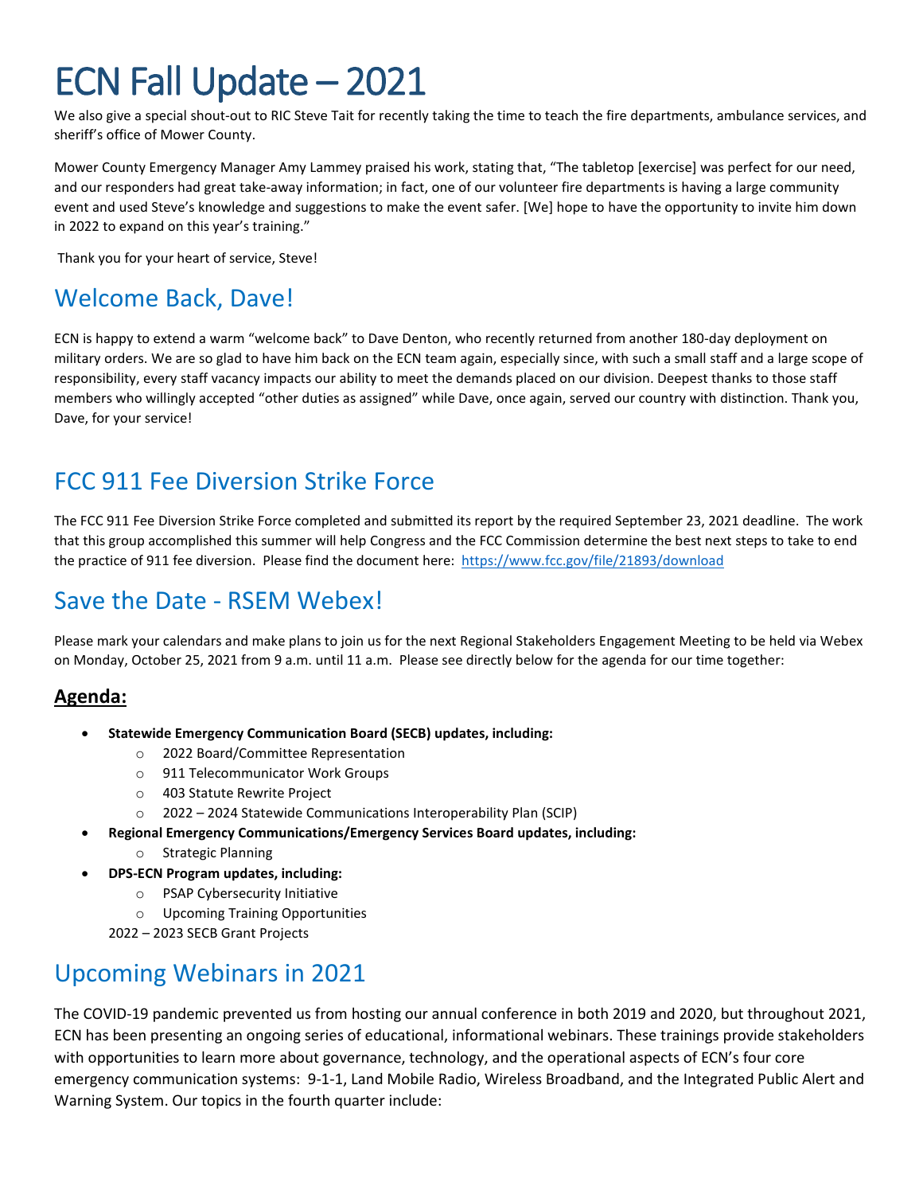# ECN Fall Update – 2021

We also give a special shout-out to RIC Steve Tait for recently taking the time to teach the fire departments, ambulance services, and sheriff's office of Mower County.

Mower County Emergency Manager Amy Lammey praised his work, stating that, "The tabletop [exercise] was perfect for our need, and our responders had great take-away information; in fact, one of our volunteer fire departments is having a large community event and used Steve's knowledge and suggestions to make the event safer. [We] hope to have the opportunity to invite him down in 2022 to expand on this year's training."

Thank you for your heart of service, Steve!

## Welcome Back, Dave!

ECN is happy to extend a warm "welcome back" to Dave Denton, who recently returned from another 180-day deployment on military orders. We are so glad to have him back on the ECN team again, especially since, with such a small staff and a large scope of responsibility, every staff vacancy impacts our ability to meet the demands placed on our division. Deepest thanks to those staff members who willingly accepted "other duties as assigned" while Dave, once again, served our country with distinction. Thank you, Dave, for your service!

## FCC 911 Fee Diversion Strike Force

The FCC 911 Fee Diversion Strike Force completed and submitted its report by the required September 23, 2021 deadline. The work that this group accomplished this summer will help Congress and the FCC Commission determine the best next steps to take to end the practice of 911 fee diversion. Please find the document here: [https://www.fcc.gov/file/21893/download](https://www.fcc.gov/file/21893/download)

## Save the Date - RSEM Webex!

Please mark your calendars and make plans to join us for the next Regional Stakeholders Engagement Meeting to be held via Webex on Monday, October 25, 2021 from 9 a.m. until 11 a.m. Please see directly below for the agenda for our time together:

### **Agenda:**

- **Statewide Emergency Communication Board (SECB) updates, including:**
  - 2022 Board/Committee Representation
  - 911 Telecommunicator Work Groups
  - 403 Statute Rewrite Project
  - 2022 – 2024 Statewide Communications Interoperability Plan (SCIP)
- **Regional Emergency Communications/Emergency Services Board updates, including:**
  - Strategic Planning
- **DPS-ECN Program updates, including:**
  - PSAP Cybersecurity Initiative
  - Upcoming Training Opportunities

  2022 – 2023 SECB Grant Projects

## Upcoming Webinars in 2021

The COVID-19 pandemic prevented us from hosting our annual conference in both 2019 and 2020, but throughout 2021, ECN has been presenting an ongoing series of educational, informational webinars. These trainings provide stakeholders with opportunities to learn more about governance, technology, and the operational aspects of ECN's four core emergency communication systems: 9-1-1, Land Mobile Radio, Wireless Broadband, and the Integrated Public Alert and Warning System. Our topics in the fourth quarter include: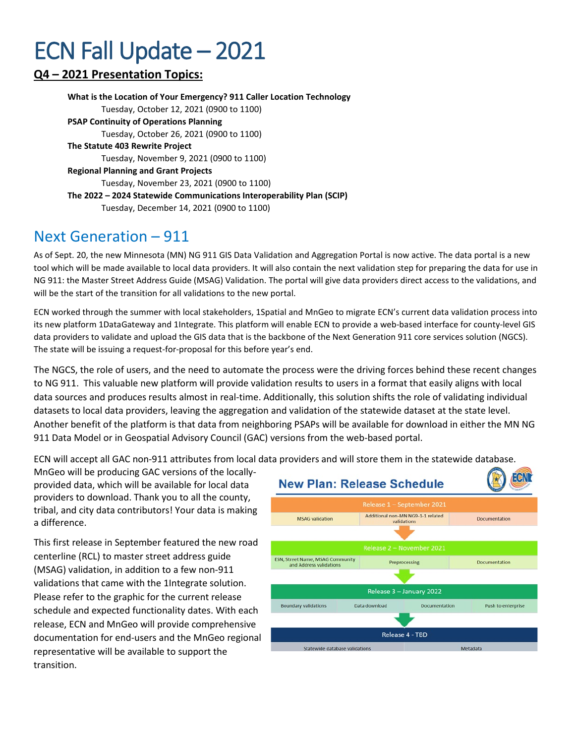# ECN Fall Update – 2021

## Q4 – 2021 Presentation Topics:

**What is the Location of Your Emergency? 911 Caller Location Technology**
Tuesday, October 12, 2021 (0900 to 1100)

**PSAP Continuity of Operations Planning**
Tuesday, October 26, 2021 (0900 to 1100)

**The Statute 403 Rewrite Project**
Tuesday, November 9, 2021 (0900 to 1100)

**Regional Planning and Grant Projects**
Tuesday, November 23, 2021 (0900 to 1100)

**The 2022 – 2024 Statewide Communications Interoperability Plan (SCIP)**
Tuesday, December 14, 2021 (0900 to 1100)

## Next Generation – 911

As of Sept. 20, the new Minnesota (MN) NG 911 GIS Data Validation and Aggregation Portal is now active. The data portal is a new tool which will be made available to local data providers. It will also contain the next validation step for preparing the data for use in NG 911: the Master Street Address Guide (MSAG) Validation. The portal will give data providers direct access to the validations, and will be the start of the transition for all validations to the new portal.

ECN worked through the summer with local stakeholders, 1Spatial and MnGeo to migrate ECN's current data validation process into its new platform 1DataGateway and 1Integrate. This platform will enable ECN to provide a web-based interface for county-level GIS data providers to validate and upload the GIS data that is the backbone of the Next Generation 911 core services solution (NGCS). The state will be issuing a request-for-proposal for this before year's end.

The NGCS, the role of users, and the need to automate the process were the driving forces behind these recent changes to NG 911. This valuable new platform will provide validation results to users in a format that easily aligns with local data sources and produces results almost in real-time. Additionally, this solution shifts the role of validating individual datasets to local data providers, leaving the aggregation and validation of the statewide dataset at the state level. Another benefit of the platform is that data from neighboring PSAPs will be available for download in either the MN NG 911 Data Model or in Geospatial Advisory Council (GAC) versions from the web-based portal.

ECN will accept all GAC non-911 attributes from local data providers and will store them in the statewide database. MnGeo will be producing GAC versions of the locally-provided data, which will be available for local data providers to download. Thank you to all the county, tribal, and city data contributors! Your data is making a difference.

This first release in September featured the new road centerline (RCL) to master street address guide (MSAG) validation, in addition to a few non-911 validations that came with the 1Integrate solution. Please refer to the graphic for the current release schedule and expected functionality dates. With each release, ECN and MnGeo will provide comprehensive documentation for end-users and the MnGeo regional representative will be available to support the transition.

**New Plan: Release Schedule**

| Release 1 – September 2021 | | | |
|---|---|---|---|
| MSAG validation | Additional non-MN NG9-1-1 related validations | Documentation | |
| **Release 2 – November 2021** | | | |
| ESN, Street Name, MSAG Community and Address validations | Preprocessing | Documentation | |
| **Release 3 – January 2022** | | | |
| Boundary validations | Data download | Documentation | Push to enterprise |
| **Release 4 - TBD** | | | |
| Statewide database validations | Metadata | | |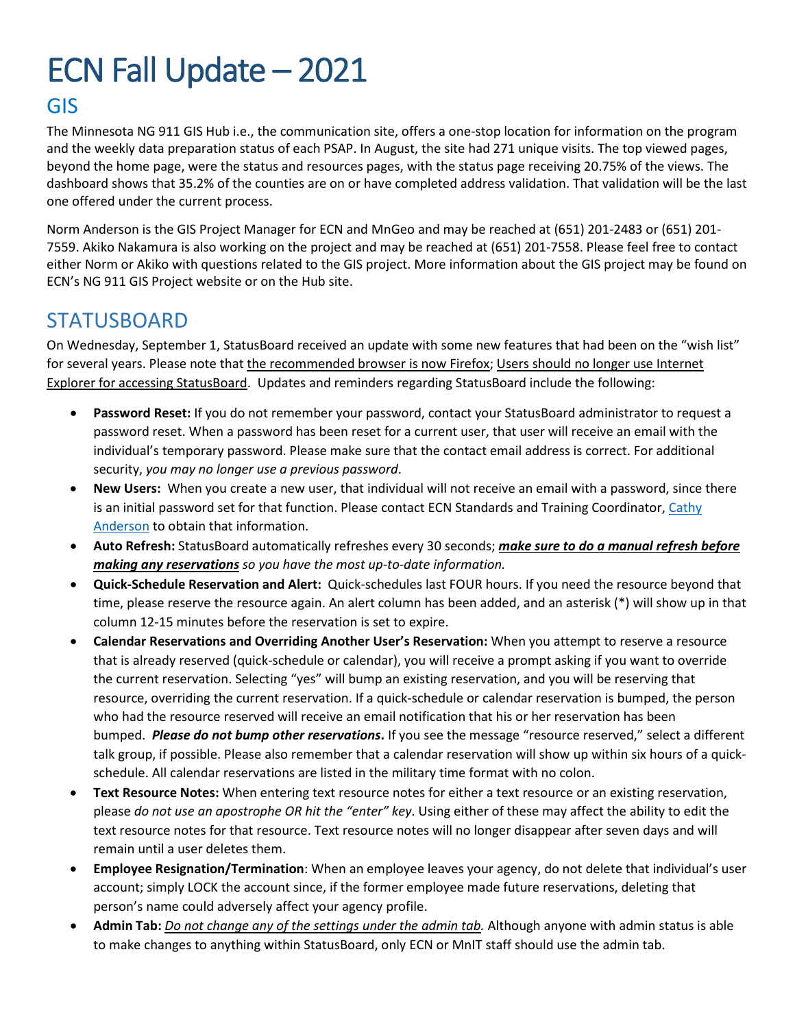# ECN Fall Update – 2021

## GIS

The Minnesota NG 911 GIS Hub i.e., the communication site, offers a one-stop location for information on the program and the weekly data preparation status of each PSAP. In August, the site had 271 unique visits. The top viewed pages, beyond the home page, were the status and resources pages, with the status page receiving 20.75% of the views. The dashboard shows that 35.2% of the counties are on or have completed address validation. That validation will be the last one offered under the current process.

Norm Anderson is the GIS Project Manager for ECN and MnGeo and may be reached at (651) 201-2483 or (651) 201-7559. Akiko Nakamura is also working on the project and may be reached at (651) 201-7558. Please feel free to contact either Norm or Akiko with questions related to the GIS project. More information about the GIS project may be found on ECN's NG 911 GIS Project website or on the Hub site.

## STATUSBOARD

On Wednesday, September 1, StatusBoard received an update with some new features that had been on the "wish list" for several years. Please note that <u>the recommended browser is now Firefox</u>; <u>Users should no longer use Internet Explorer for accessing StatusBoard</u>. Updates and reminders regarding StatusBoard include the following:

- **Password Reset:** If you do not remember your password, contact your StatusBoard administrator to request a password reset. When a password has been reset for a current user, that user will receive an email with the individual's temporary password. Please make sure that the contact email address is correct. For additional security, *you may no longer use a previous password*.
- **New Users:** When you create a new user, that individual will not receive an email with a password, since there is an initial password set for that function. Please contact ECN Standards and Training Coordinator, Cathy Anderson to obtain that information.
- **Auto Refresh:** StatusBoard automatically refreshes every 30 seconds; ***<u>make sure to do a manual refresh before making any reservations</u>*** *so you have the most up-to-date information.*
- **Quick-Schedule Reservation and Alert:** Quick-schedules last FOUR hours. If you need the resource beyond that time, please reserve the resource again. An alert column has been added, and an asterisk (*) will show up in that column 12-15 minutes before the reservation is set to expire.
- **Calendar Reservations and Overriding Another User's Reservation:** When you attempt to reserve a resource that is already reserved (quick-schedule or calendar), you will receive a prompt asking if you want to override the current reservation. Selecting "yes" will bump an existing reservation, and you will be reserving that resource, overriding the current reservation. If a quick-schedule or calendar reservation is bumped, the person who had the resource reserved will receive an email notification that his or her reservation has been bumped. ***Please do not bump other reservations*****.** If you see the message "resource reserved," select a different talk group, if possible. Please also remember that a calendar reservation will show up within six hours of a quick-schedule. All calendar reservations are listed in the military time format with no colon.
- **Text Resource Notes:** When entering text resource notes for either a text resource or an existing reservation, please *do not use an apostrophe OR hit the "enter" key*. Using either of these may affect the ability to edit the text resource notes for that resource. Text resource notes will no longer disappear after seven days and will remain until a user deletes them.
- **Employee Resignation/Termination**: When an employee leaves your agency, do not delete that individual's user account; simply LOCK the account since, if the former employee made future reservations, deleting that person's name could adversely affect your agency profile.
- **Admin Tab:** *<u>Do not change any of the settings under the admin tab.</u>* Although anyone with admin status is able to make changes to anything within StatusBoard, only ECN or MnIT staff should use the admin tab.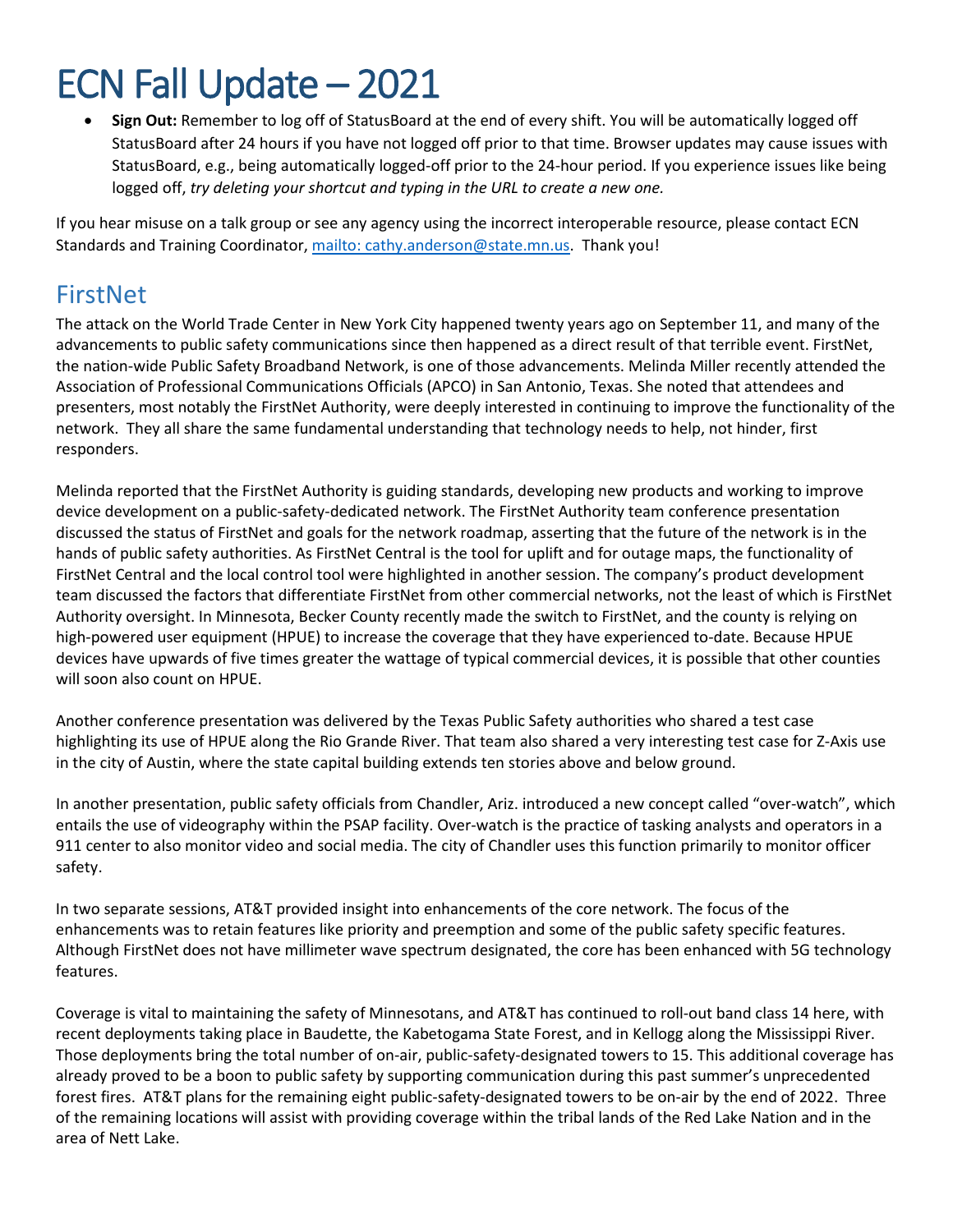# ECN Fall Update – 2021

- **Sign Out:** Remember to log off of StatusBoard at the end of every shift. You will be automatically logged off StatusBoard after 24 hours if you have not logged off prior to that time. Browser updates may cause issues with StatusBoard, e.g., being automatically logged-off prior to the 24-hour period. If you experience issues like being logged off, *try deleting your shortcut and typing in the URL to create a new one.*

If you hear misuse on a talk group or see any agency using the incorrect interoperable resource, please contact ECN Standards and Training Coordinator, [mailto: cathy.anderson@state.mn.us](mailto:cathy.anderson@state.mn.us). Thank you!

## FirstNet

The attack on the World Trade Center in New York City happened twenty years ago on September 11, and many of the advancements to public safety communications since then happened as a direct result of that terrible event. FirstNet, the nation-wide Public Safety Broadband Network, is one of those advancements. Melinda Miller recently attended the Association of Professional Communications Officials (APCO) in San Antonio, Texas. She noted that attendees and presenters, most notably the FirstNet Authority, were deeply interested in continuing to improve the functionality of the network. They all share the same fundamental understanding that technology needs to help, not hinder, first responders.

Melinda reported that the FirstNet Authority is guiding standards, developing new products and working to improve device development on a public-safety-dedicated network. The FirstNet Authority team conference presentation discussed the status of FirstNet and goals for the network roadmap, asserting that the future of the network is in the hands of public safety authorities. As FirstNet Central is the tool for uplift and for outage maps, the functionality of FirstNet Central and the local control tool were highlighted in another session. The company's product development team discussed the factors that differentiate FirstNet from other commercial networks, not the least of which is FirstNet Authority oversight. In Minnesota, Becker County recently made the switch to FirstNet, and the county is relying on high-powered user equipment (HPUE) to increase the coverage that they have experienced to-date. Because HPUE devices have upwards of five times greater the wattage of typical commercial devices, it is possible that other counties will soon also count on HPUE.

Another conference presentation was delivered by the Texas Public Safety authorities who shared a test case highlighting its use of HPUE along the Rio Grande River. That team also shared a very interesting test case for Z-Axis use in the city of Austin, where the state capital building extends ten stories above and below ground.

In another presentation, public safety officials from Chandler, Ariz. introduced a new concept called "over-watch", which entails the use of videography within the PSAP facility. Over-watch is the practice of tasking analysts and operators in a 911 center to also monitor video and social media. The city of Chandler uses this function primarily to monitor officer safety.

In two separate sessions, AT&T provided insight into enhancements of the core network. The focus of the enhancements was to retain features like priority and preemption and some of the public safety specific features. Although FirstNet does not have millimeter wave spectrum designated, the core has been enhanced with 5G technology features.

Coverage is vital to maintaining the safety of Minnesotans, and AT&T has continued to roll-out band class 14 here, with recent deployments taking place in Baudette, the Kabetogama State Forest, and in Kellogg along the Mississippi River. Those deployments bring the total number of on-air, public-safety-designated towers to 15. This additional coverage has already proved to be a boon to public safety by supporting communication during this past summer's unprecedented forest fires. AT&T plans for the remaining eight public-safety-designated towers to be on-air by the end of 2022. Three of the remaining locations will assist with providing coverage within the tribal lands of the Red Lake Nation and in the area of Nett Lake.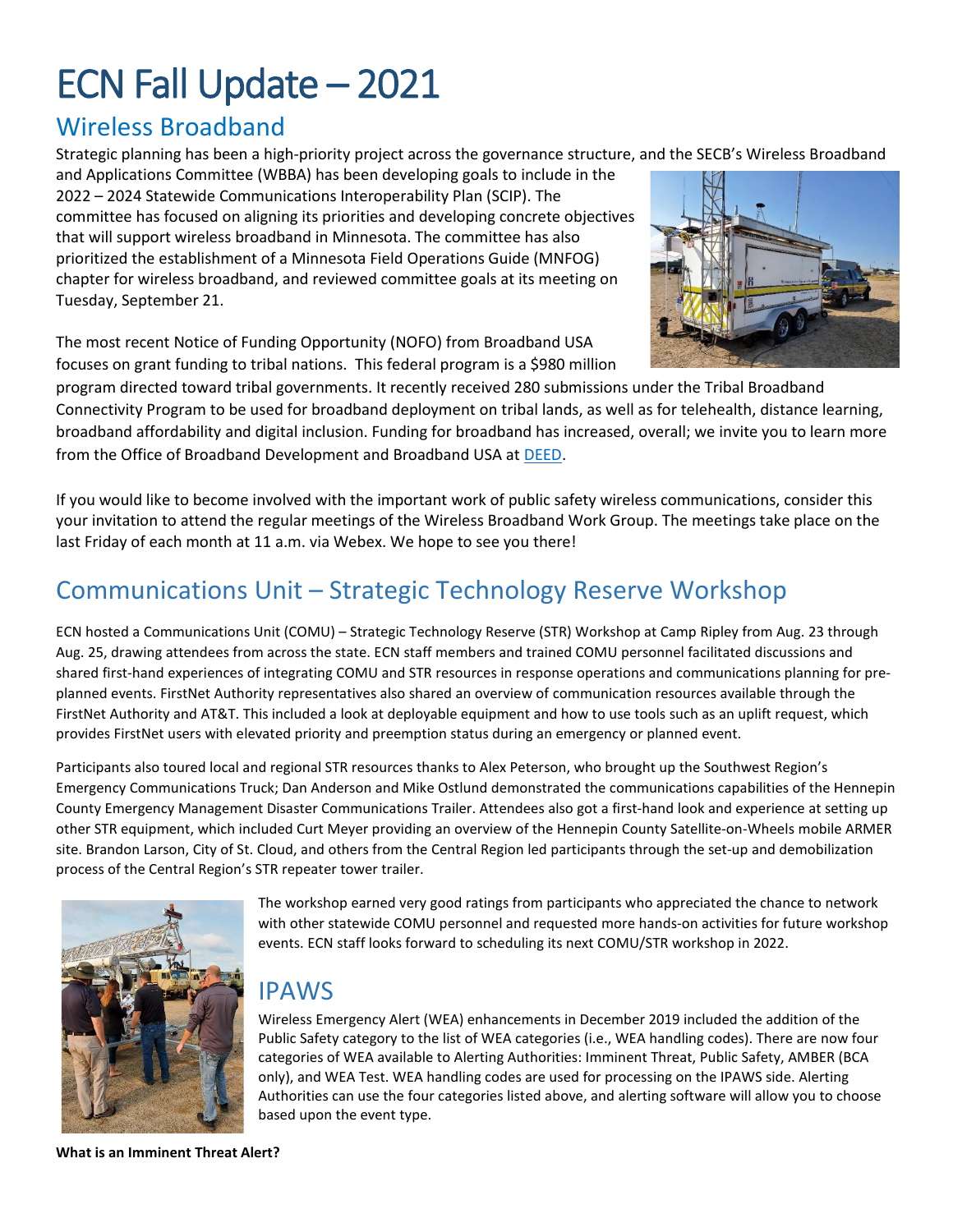# ECN Fall Update – 2021

## Wireless Broadband

Strategic planning has been a high-priority project across the governance structure, and the SECB's Wireless Broadband and Applications Committee (WBBA) has been developing goals to include in the 2022 – 2024 Statewide Communications Interoperability Plan (SCIP). The committee has focused on aligning its priorities and developing concrete objectives that will support wireless broadband in Minnesota. The committee has also prioritized the establishment of a Minnesota Field Operations Guide (MNFOG) chapter for wireless broadband, and reviewed committee goals at its meeting on Tuesday, September 21.

The most recent Notice of Funding Opportunity (NOFO) from Broadband USA focuses on grant funding to tribal nations. This federal program is a $980 million program directed toward tribal governments. It recently received 280 submissions under the Tribal Broadband Connectivity Program to be used for broadband deployment on tribal lands, as well as for telehealth, distance learning, broadband affordability and digital inclusion. Funding for broadband has increased, overall; we invite you to learn more from the Office of Broadband Development and Broadband USA at DEED.

If you would like to become involved with the important work of public safety wireless communications, consider this your invitation to attend the regular meetings of the Wireless Broadband Work Group. The meetings take place on the last Friday of each month at 11 a.m. via Webex. We hope to see you there!

## Communications Unit – Strategic Technology Reserve Workshop

ECN hosted a Communications Unit (COMU) – Strategic Technology Reserve (STR) Workshop at Camp Ripley from Aug. 23 through Aug. 25, drawing attendees from across the state. ECN staff members and trained COMU personnel facilitated discussions and shared first-hand experiences of integrating COMU and STR resources in response operations and communications planning for pre-planned events. FirstNet Authority representatives also shared an overview of communication resources available through the FirstNet Authority and AT&T. This included a look at deployable equipment and how to use tools such as an uplift request, which provides FirstNet users with elevated priority and preemption status during an emergency or planned event.

Participants also toured local and regional STR resources thanks to Alex Peterson, who brought up the Southwest Region's Emergency Communications Truck; Dan Anderson and Mike Ostlund demonstrated the communications capabilities of the Hennepin County Emergency Management Disaster Communications Trailer. Attendees also got a first-hand look and experience at setting up other STR equipment, which included Curt Meyer providing an overview of the Hennepin County Satellite-on-Wheels mobile ARMER site. Brandon Larson, City of St. Cloud, and others from the Central Region led participants through the set-up and demobilization process of the Central Region's STR repeater tower trailer.

The workshop earned very good ratings from participants who appreciated the chance to network with other statewide COMU personnel and requested more hands-on activities for future workshop events. ECN staff looks forward to scheduling its next COMU/STR workshop in 2022.

## IPAWS

Wireless Emergency Alert (WEA) enhancements in December 2019 included the addition of the Public Safety category to the list of WEA categories (i.e., WEA handling codes). There are now four categories of WEA available to Alerting Authorities: Imminent Threat, Public Safety, AMBER (BCA only), and WEA Test. WEA handling codes are used for processing on the IPAWS side. Alerting Authorities can use the four categories listed above, and alerting software will allow you to choose based upon the event type.

**What is an Imminent Threat Alert?**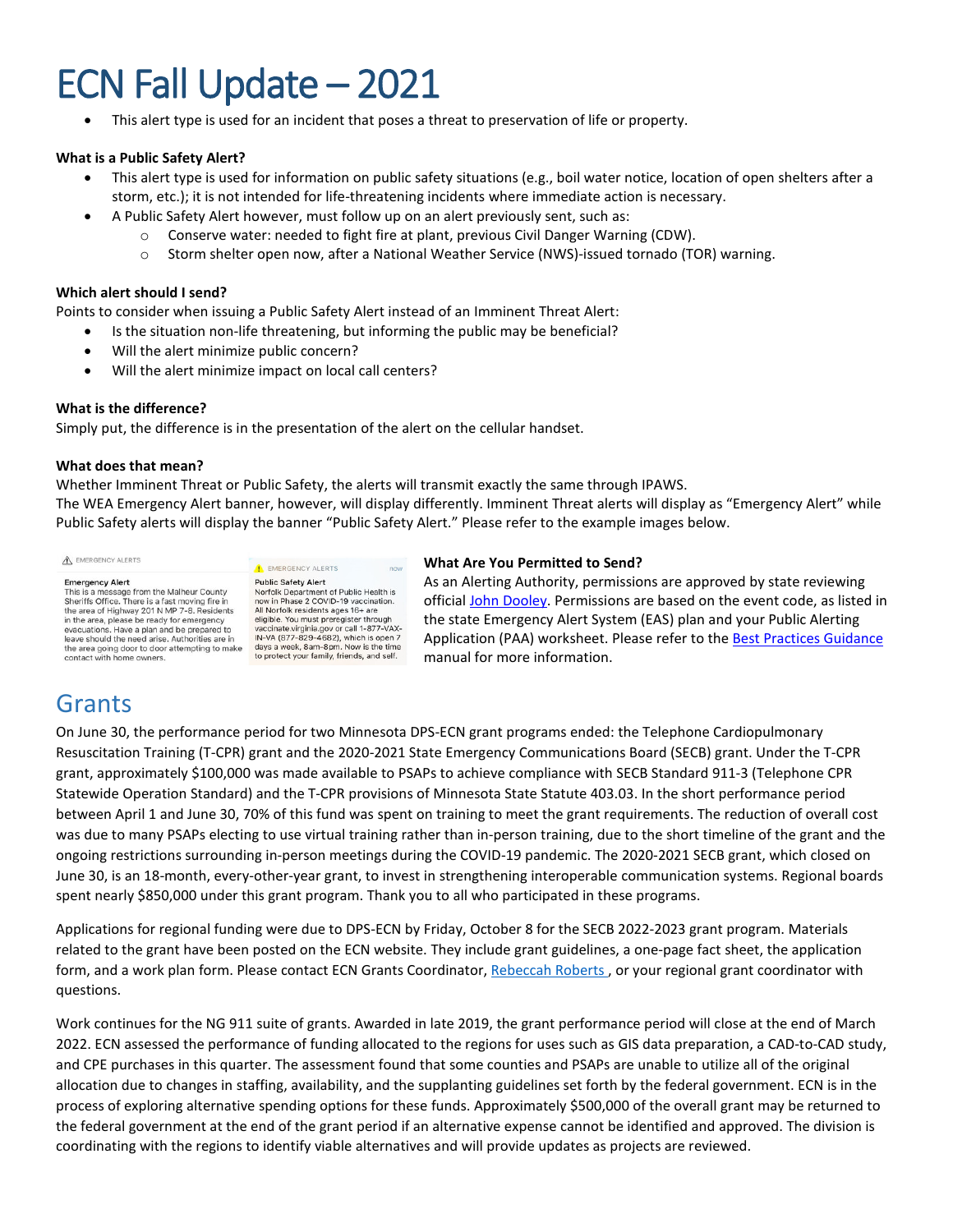- This alert type is used for an incident that poses a threat to preservation of life or property.

**What is a Public Safety Alert?**

- This alert type is used for information on public safety situations (e.g., boil water notice, location of open shelters after a storm, etc.); it is not intended for life-threatening incidents where immediate action is necessary.
- A Public Safety Alert however, must follow up on an alert previously sent, such as:
  - Conserve water: needed to fight fire at plant, previous Civil Danger Warning (CDW).
  - Storm shelter open now, after a National Weather Service (NWS)-issued tornado (TOR) warning.

**Which alert should I send?**

Points to consider when issuing a Public Safety Alert instead of an Imminent Threat Alert:

- Is the situation non-life threatening, but informing the public may be beneficial?
- Will the alert minimize public concern?
- Will the alert minimize impact on local call centers?

**What is the difference?**

Simply put, the difference is in the presentation of the alert on the cellular handset.

**What does that mean?**

Whether Imminent Threat or Public Safety, the alerts will transmit exactly the same through IPAWS.
The WEA Emergency Alert banner, however, will display differently. Imminent Threat alerts will display as "Emergency Alert" while Public Safety alerts will display the banner "Public Safety Alert." Please refer to the example images below.

EMERGENCY ALERTS

**Emergency Alert**
This is a message from the Malheur County Sheriffs Office. There is a fast moving fire in the area of Highway 201 N MP 7-8. Residents in the area, please be ready for emergency evacuations. Have a plan and be prepared to leave should the need arise. Authorities are in the area going door to door attempting to make contact with home owners.

EMERGENCY ALERTS now

**Public Safety Alert**
Norfolk Department of Public Health is now in Phase 2 COVID-19 vaccination. All Norfolk residents ages 16+ are eligible. You must preregister through vaccinate.virginia.gov or call 1-877-VAX-IN-VA (877-829-4682), which is open 7 days a week, 8am-8pm. Now is the time to protect your family, friends, and self.

**What Are You Permitted to Send?**

As an Alerting Authority, permissions are approved by state reviewing official John Dooley. Permissions are based on the event code, as listed in the state Emergency Alert System (EAS) plan and your Public Alerting Application (PAA) worksheet. Please refer to the Best Practices Guidance manual for more information.

## Grants

On June 30, the performance period for two Minnesota DPS-ECN grant programs ended: the Telephone Cardiopulmonary Resuscitation Training (T-CPR) grant and the 2020-2021 State Emergency Communications Board (SECB) grant. Under the T-CPR grant, approximately $100,000 was made available to PSAPs to achieve compliance with SECB Standard 911-3 (Telephone CPR Statewide Operation Standard) and the T-CPR provisions of Minnesota State Statute 403.03. In the short performance period between April 1 and June 30, 70% of this fund was spent on training to meet the grant requirements. The reduction of overall cost was due to many PSAPs electing to use virtual training rather than in-person training, due to the short timeline of the grant and the ongoing restrictions surrounding in-person meetings during the COVID-19 pandemic. The 2020-2021 SECB grant, which closed on June 30, is an 18-month, every-other-year grant, to invest in strengthening interoperable communication systems. Regional boards spent nearly $850,000 under this grant program. Thank you to all who participated in these programs.

Applications for regional funding were due to DPS-ECN by Friday, October 8 for the SECB 2022-2023 grant program. Materials related to the grant have been posted on the ECN website. They include grant guidelines, a one-page fact sheet, the application form, and a work plan form. Please contact ECN Grants Coordinator, Rebeccah Roberts, or your regional grant coordinator with questions.

Work continues for the NG 911 suite of grants. Awarded in late 2019, the grant performance period will close at the end of March 2022. ECN assessed the performance of funding allocated to the regions for uses such as GIS data preparation, a CAD-to-CAD study, and CPE purchases in this quarter. The assessment found that some counties and PSAPs are unable to utilize all of the original allocation due to changes in staffing, availability, and the supplanting guidelines set forth by the federal government. ECN is in the process of exploring alternative spending options for these funds. Approximately $500,000 of the overall grant may be returned to the federal government at the end of the grant period if an alternative expense cannot be identified and approved. The division is coordinating with the regions to identify viable alternatives and will provide updates as projects are reviewed.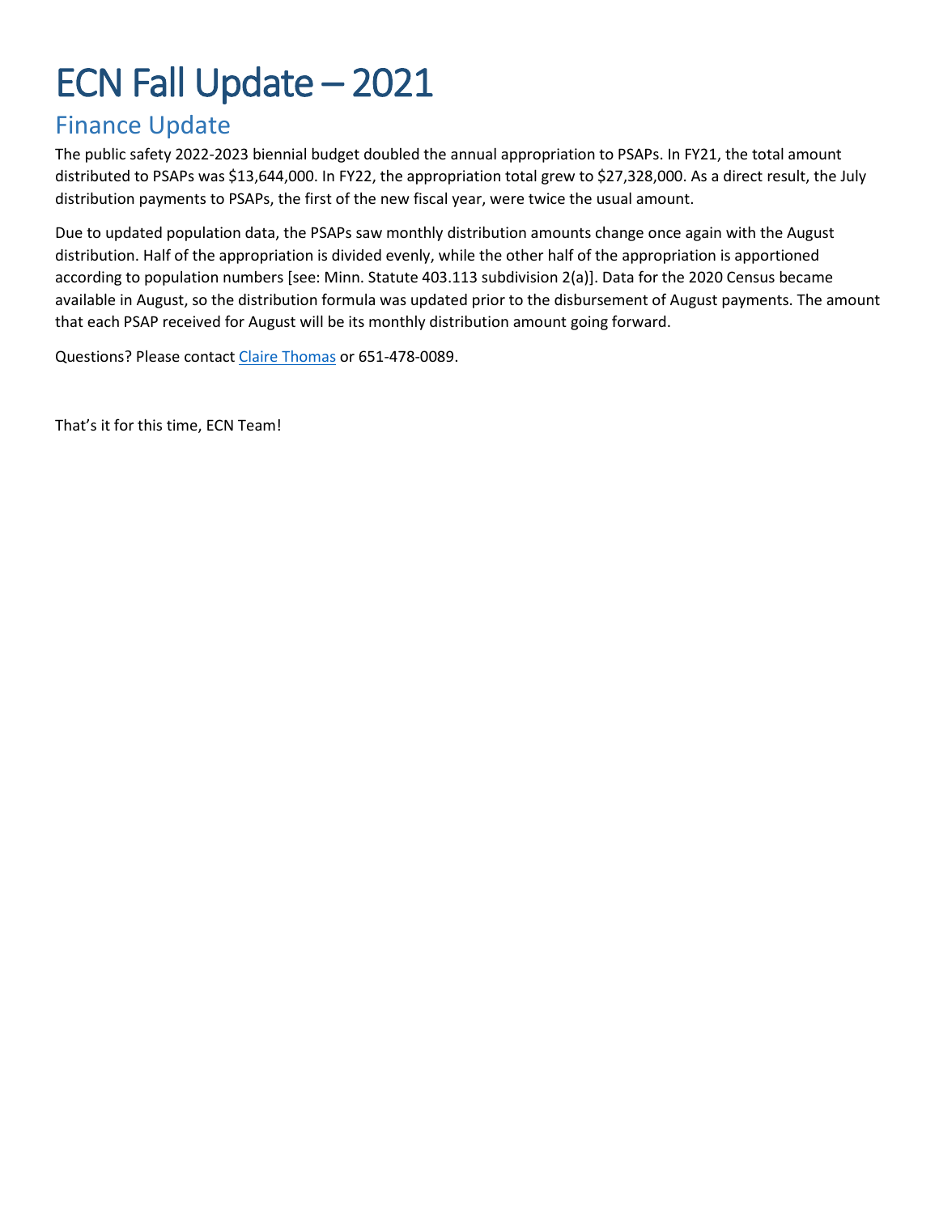# ECN Fall Update – 2021

## Finance Update

The public safety 2022-2023 biennial budget doubled the annual appropriation to PSAPs. In FY21, the total amount distributed to PSAPs was $13,644,000. In FY22, the appropriation total grew to $27,328,000. As a direct result, the July distribution payments to PSAPs, the first of the new fiscal year, were twice the usual amount.

Due to updated population data, the PSAPs saw monthly distribution amounts change once again with the August distribution. Half of the appropriation is divided evenly, while the other half of the appropriation is apportioned according to population numbers [see: Minn. Statute 403.113 subdivision 2(a)]. Data for the 2020 Census became available in August, so the distribution formula was updated prior to the disbursement of August payments. The amount that each PSAP received for August will be its monthly distribution amount going forward.

Questions? Please contact Claire Thomas or 651-478-0089.

That's it for this time, ECN Team!